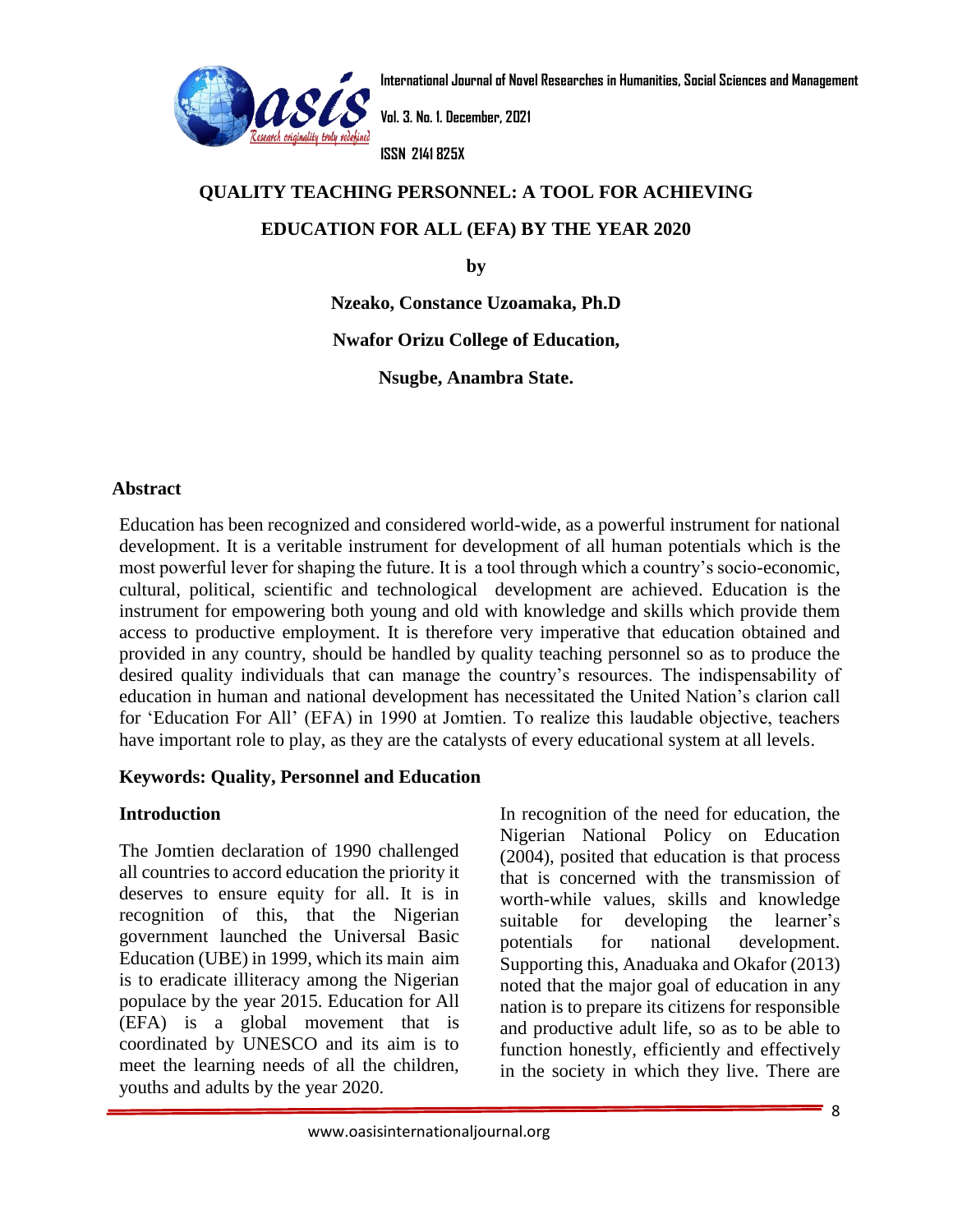# QUALITY TEACHING PERSONNEL: A TOOL FOR ACHIEVING EDUCATION FOR ALL (EFA) BY THE YEAR 2020

**by**

**Nzeako, Constance Uzoamaka, Ph.D**

**Nwafor Orizu College of Education,**

**Nsugbe, Anambra State.**

## Abstract

Education has been recognized and considered world-wide, as a powerful instrument for national development. It is a veritable instrument for development of all human potentials which is the most powerful lever for shaping the future. It is a tool through which a country's socio-economic, cultural, political, scientific and technological development are achieved. Education is the instrument for empowering both young and old with knowledge and skills which provide them access to productive employment. It is therefore very imperative that education obtained and provided in any country, should be handled by quality teaching personnel so as to produce the desired quality individuals that can manage the country's resources. The indispensability of education in human and national development has necessitated the United Nation's clarion call for 'Education For All' (EFA) in 1990 at Jomtien. To realize this laudable objective, teachers have important role to play, as they are the catalysts of every educational system at all levels.

**Keywords: Quality, Personnel and Education**

## Introduction

The Jomtien declaration of 1990 challenged all countries to accord education the priority it deserves to ensure equity for all. It is in recognition of this, that the Nigerian government launched the Universal Basic Education (UBE) in 1999, which its main aim is to eradicate illiteracy among the Nigerian populace by the year 2015. Education for All (EFA) is a global movement that is coordinated by UNESCO and its aim is to meet the learning needs of all the children, youths and adults by the year 2020.

In recognition of the need for education, the Nigerian National Policy on Education (2004), posited that education is that process that is concerned with the transmission of worth-while values, skills and knowledge suitable for developing the learner's potentials for national development. Supporting this, Anaduaka and Okafor (2013) noted that the major goal of education in any nation is to prepare its citizens for responsible and productive adult life, so as to be able to function honestly, efficiently and effectively in the society in which they live. There are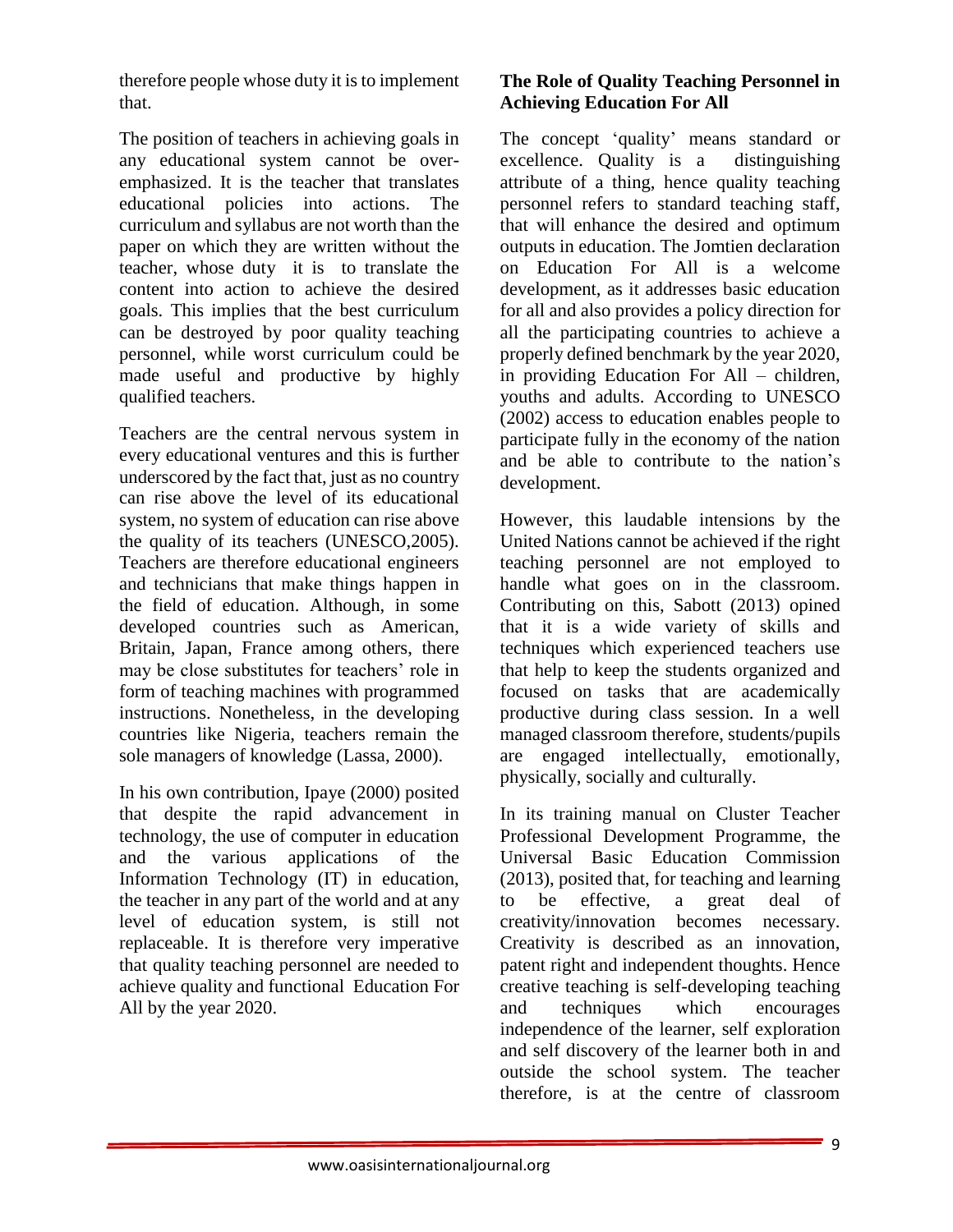therefore people whose duty it is to implement that.

The position of teachers in achieving goals in any educational system cannot be over-emphasized. It is the teacher that translates educational policies into actions. The curriculum and syllabus are not worth than the paper on which they are written without the teacher, whose duty it is to translate the content into action to achieve the desired goals. This implies that the best curriculum can be destroyed by poor quality teaching personnel, while worst curriculum could be made useful and productive by highly qualified teachers.

Teachers are the central nervous system in every educational ventures and this is further underscored by the fact that, just as no country can rise above the level of its educational system, no system of education can rise above the quality of its teachers (UNESCO,2005). Teachers are therefore educational engineers and technicians that make things happen in the field of education. Although, in some developed countries such as American, Britain, Japan, France among others, there may be close substitutes for teachers' role in form of teaching machines with programmed instructions. Nonetheless, in the developing countries like Nigeria, teachers remain the sole managers of knowledge (Lassa, 2000).

In his own contribution, Ipaye (2000) posited that despite the rapid advancement in technology, the use of computer in education and the various applications of the Information Technology (IT) in education, the teacher in any part of the world and at any level of education system, is still not replaceable. It is therefore very imperative that quality teaching personnel are needed to achieve quality and functional Education For All by the year 2020.

**The Role of Quality Teaching Personnel in Achieving Education For All**

The concept 'quality' means standard or excellence. Quality is a distinguishing attribute of a thing, hence quality teaching personnel refers to standard teaching staff, that will enhance the desired and optimum outputs in education. The Jomtien declaration on Education For All is a welcome development, as it addresses basic education for all and also provides a policy direction for all the participating countries to achieve a properly defined benchmark by the year 2020, in providing Education For All – children, youths and adults. According to UNESCO (2002) access to education enables people to participate fully in the economy of the nation and be able to contribute to the nation's development.

However, this laudable intensions by the United Nations cannot be achieved if the right teaching personnel are not employed to handle what goes on in the classroom. Contributing on this, Sabott (2013) opined that it is a wide variety of skills and techniques which experienced teachers use that help to keep the students organized and focused on tasks that are academically productive during class session. In a well managed classroom therefore, students/pupils are engaged intellectually, emotionally, physically, socially and culturally.

In its training manual on Cluster Teacher Professional Development Programme, the Universal Basic Education Commission (2013), posited that, for teaching and learning to be effective, a great deal of creativity/innovation becomes necessary. Creativity is described as an innovation, patent right and independent thoughts. Hence creative teaching is self-developing teaching and techniques which encourages independence of the learner, self exploration and self discovery of the learner both in and outside the school system. The teacher therefore, is at the centre of classroom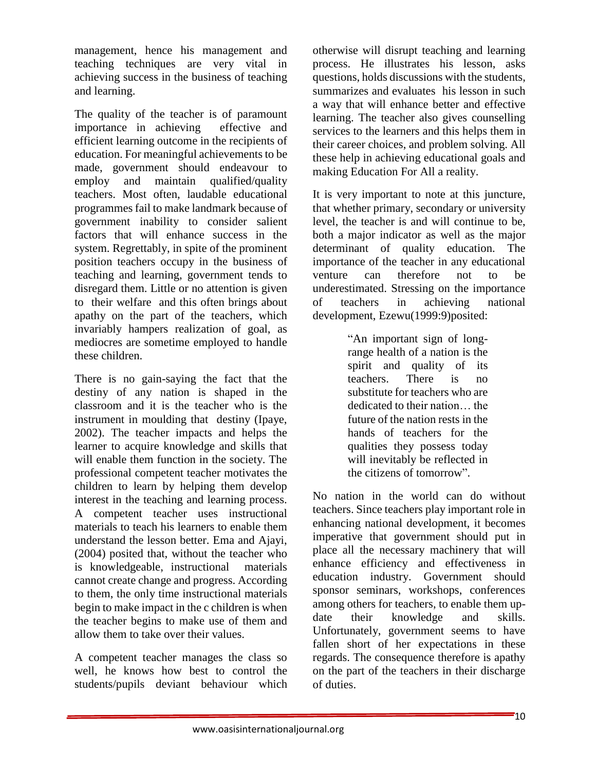management, hence his management and teaching techniques are very vital in achieving success in the business of teaching and learning.

The quality of the teacher is of paramount importance in achieving effective and efficient learning outcome in the recipients of education. For meaningful achievements to be made, government should endeavour to employ and maintain qualified/quality teachers. Most often, laudable educational programmes fail to make landmark because of government inability to consider salient factors that will enhance success in the system. Regrettably, in spite of the prominent position teachers occupy in the business of teaching and learning, government tends to disregard them. Little or no attention is given to their welfare and this often brings about apathy on the part of the teachers, which invariably hampers realization of goal, as mediocres are sometime employed to handle these children.

There is no gain-saying the fact that the destiny of any nation is shaped in the classroom and it is the teacher who is the instrument in moulding that destiny (Ipaye, 2002). The teacher impacts and helps the learner to acquire knowledge and skills that will enable them function in the society. The professional competent teacher motivates the children to learn by helping them develop interest in the teaching and learning process. A competent teacher uses instructional materials to teach his learners to enable them understand the lesson better. Ema and Ajayi, (2004) posited that, without the teacher who is knowledgeable, instructional materials cannot create change and progress. According to them, the only time instructional materials begin to make impact in the c children is when the teacher begins to make use of them and allow them to take over their values.

A competent teacher manages the class so well, he knows how best to control the students/pupils deviant behaviour which otherwise will disrupt teaching and learning process. He illustrates his lesson, asks questions, holds discussions with the students, summarizes and evaluates his lesson in such a way that will enhance better and effective learning. The teacher also gives counselling services to the learners and this helps them in their career choices, and problem solving. All these help in achieving educational goals and making Education For All a reality.

It is very important to note at this juncture, that whether primary, secondary or university level, the teacher is and will continue to be, both a major indicator as well as the major determinant of quality education. The importance of the teacher in any educational venture can therefore not to be underestimated. Stressing on the importance of teachers in achieving national development, Ezewu(1999:9)posited:

> "An important sign of long-range health of a nation is the spirit and quality of its teachers. There is no substitute for teachers who are dedicated to their nation… the future of the nation rests in the hands of teachers for the qualities they possess today will inevitably be reflected in the citizens of tomorrow".

No nation in the world can do without teachers. Since teachers play important role in enhancing national development, it becomes imperative that government should put in place all the necessary machinery that will enhance efficiency and effectiveness in education industry. Government should sponsor seminars, workshops, conferences among others for teachers, to enable them up-date their knowledge and skills. Unfortunately, government seems to have fallen short of her expectations in these regards. The consequence therefore is apathy on the part of the teachers in their discharge of duties.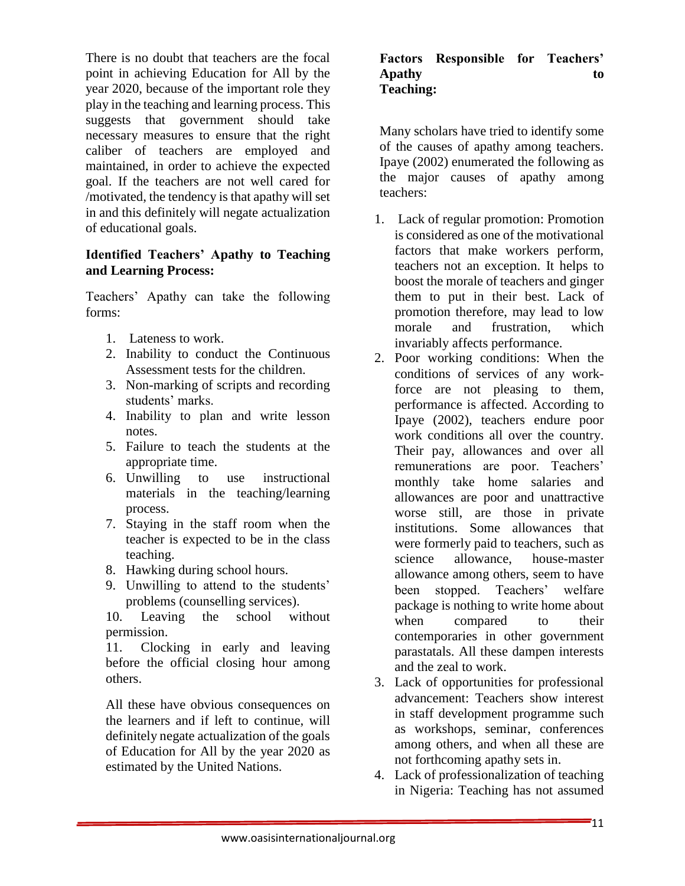There is no doubt that teachers are the focal point in achieving Education for All by the year 2020, because of the important role they play in the teaching and learning process. This suggests that government should take necessary measures to ensure that the right caliber of teachers are employed and maintained, in order to achieve the expected goal. If the teachers are not well cared for /motivated, the tendency is that apathy will set in and this definitely will negate actualization of educational goals.

**Identified Teachers' Apathy to Teaching and Learning Process:**

Teachers' Apathy can take the following forms:

1. Lateness to work.
2. Inability to conduct the Continuous Assessment tests for the children.
3. Non-marking of scripts and recording students' marks.
4. Inability to plan and write lesson notes.
5. Failure to teach the students at the appropriate time.
6. Unwilling to use instructional materials in the teaching/learning process.
7. Staying in the staff room when the teacher is expected to be in the class teaching.
8. Hawking during school hours.
9. Unwilling to attend to the students' problems (counselling services).
10. Leaving the school without permission.
11. Clocking in early and leaving before the official closing hour among others.

All these have obvious consequences on the learners and if left to continue, will definitely negate actualization of the goals of Education for All by the year 2020 as estimated by the United Nations.

**Factors Responsible for Teachers' Apathy to Teaching:**

Many scholars have tried to identify some of the causes of apathy among teachers. Ipaye (2002) enumerated the following as the major causes of apathy among teachers:

1. Lack of regular promotion: Promotion is considered as one of the motivational factors that make workers perform, teachers not an exception. It helps to boost the morale of teachers and ginger them to put in their best. Lack of promotion therefore, may lead to low morale and frustration, which invariably affects performance.
2. Poor working conditions: When the conditions of services of any work-force are not pleasing to them, performance is affected. According to Ipaye (2002), teachers endure poor work conditions all over the country. Their pay, allowances and over all remunerations are poor. Teachers' monthly take home salaries and allowances are poor and unattractive worse still, are those in private institutions. Some allowances that were formerly paid to teachers, such as science allowance, house-master allowance among others, seem to have been stopped. Teachers' welfare package is nothing to write home about when compared to their contemporaries in other government parastatals. All these dampen interests and the zeal to work.
3. Lack of opportunities for professional advancement: Teachers show interest in staff development programme such as workshops, seminar, conferences among others, and when all these are not forthcoming apathy sets in.
4. Lack of professionalization of teaching in Nigeria: Teaching has not assumed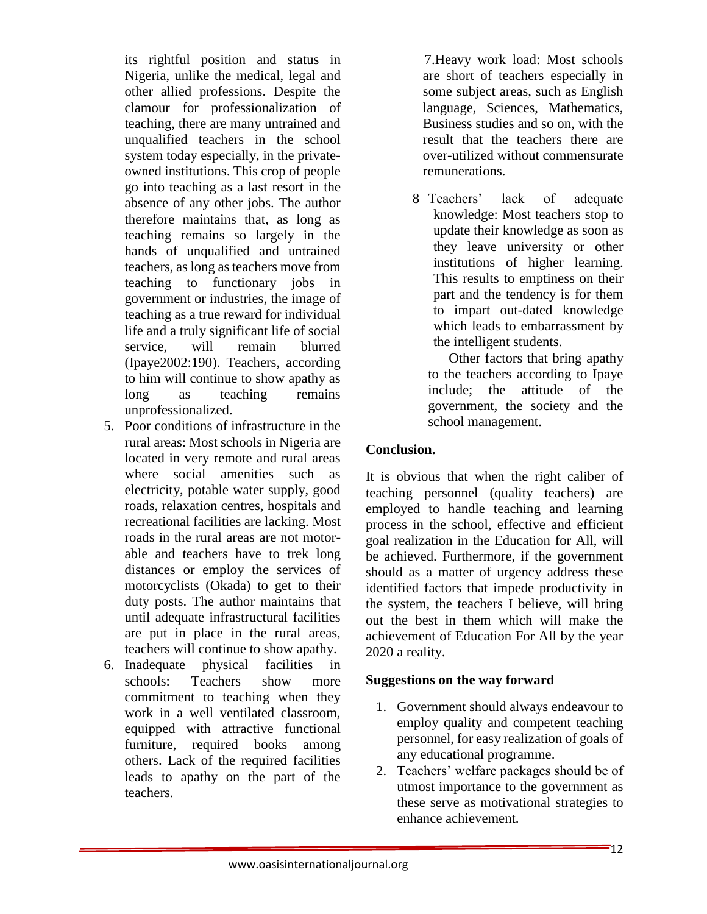its rightful position and status in Nigeria, unlike the medical, legal and other allied professions. Despite the clamour for professionalization of teaching, there are many untrained and unqualified teachers in the school system today especially, in the private-owned institutions. This crop of people go into teaching as a last resort in the absence of any other jobs. The author therefore maintains that, as long as teaching remains so largely in the hands of unqualified and untrained teachers, as long as teachers move from teaching to functionary jobs in government or industries, the image of teaching as a true reward for individual life and a truly significant life of social service, will remain blurred (Ipaye2002:190). Teachers, according to him will continue to show apathy as long as teaching remains unprofessionalized.

5. Poor conditions of infrastructure in the rural areas: Most schools in Nigeria are located in very remote and rural areas where social amenities such as electricity, potable water supply, good roads, relaxation centres, hospitals and recreational facilities are lacking. Most roads in the rural areas are not motor-able and teachers have to trek long distances or employ the services of motorcyclists (Okada) to get to their duty posts. The author maintains that until adequate infrastructural facilities are put in place in the rural areas, teachers will continue to show apathy.
6. Inadequate physical facilities in schools: Teachers show more commitment to teaching when they work in a well ventilated classroom, equipped with attractive functional furniture, required books among others. Lack of the required facilities leads to apathy on the part of the teachers.
7. Heavy work load: Most schools are short of teachers especially in some subject areas, such as English language, Sciences, Mathematics, Business studies and so on, with the result that the teachers there are over-utilized without commensurate remunerations.
8. Teachers' lack of adequate knowledge: Most teachers stop to update their knowledge as soon as they leave university or other institutions of higher learning. This results to emptiness on their part and the tendency is for them to impart out-dated knowledge which leads to embarrassment by the intelligent students.

Other factors that bring apathy to the teachers according to Ipaye include; the attitude of the government, the society and the school management.

## Conclusion.

It is obvious that when the right caliber of teaching personnel (quality teachers) are employed to handle teaching and learning process in the school, effective and efficient goal realization in the Education for All, will be achieved. Furthermore, if the government should as a matter of urgency address these identified factors that impede productivity in the system, the teachers I believe, will bring out the best in them which will make the achievement of Education For All by the year 2020 a reality.

## Suggestions on the way forward

1. Government should always endeavour to employ quality and competent teaching personnel, for easy realization of goals of any educational programme.
2. Teachers' welfare packages should be of utmost importance to the government as these serve as motivational strategies to enhance achievement.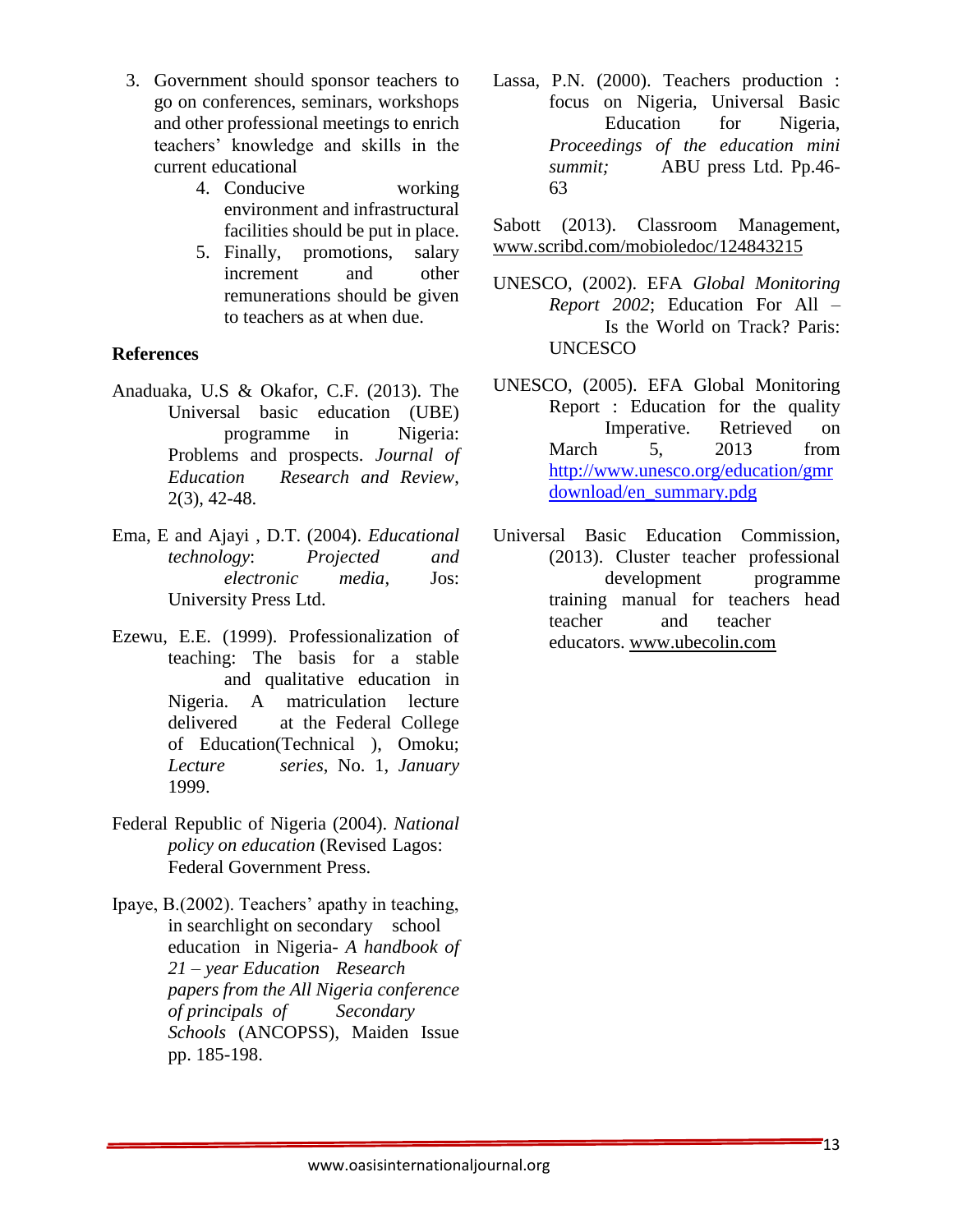3. Government should sponsor teachers to go on conferences, seminars, workshops and other professional meetings to enrich teachers' knowledge and skills in the current educational
4. Conducive working environment and infrastructural facilities should be put in place.
5. Finally, promotions, salary increment and other remunerations should be given to teachers as at when due.

## References

Anaduaka, U.S & Okafor, C.F. (2013). The Universal basic education (UBE) programme in Nigeria: Problems and prospects. *Journal of Education Research and Review*, 2(3), 42-48.

Ema, E and Ajayi , D.T. (2004). *Educational technology*: *Projected and electronic media*, Jos: University Press Ltd.

Ezewu, E.E. (1999). Professionalization of teaching: The basis for a stable and qualitative education in Nigeria. A matriculation lecture delivered at the Federal College of Education(Technical ), Omoku; *Lecture series*, No. 1, *January* 1999.

Federal Republic of Nigeria (2004). *National policy on education* (Revised Lagos: Federal Government Press.

Ipaye, B.(2002). Teachers' apathy in teaching, in searchlight on secondary school education in Nigeria- *A handbook of 21 – year Education Research papers from the All Nigeria conference of principals of Secondary Schools* (ANCOPSS), Maiden Issue pp. 185-198.

Lassa, P.N. (2000). Teachers production : focus on Nigeria, Universal Basic Education for Nigeria, *Proceedings of the education mini summit;* ABU press Ltd. Pp.46-63

Sabott (2013). Classroom Management, www.scribd.com/mobioledoc/124843215

UNESCO, (2002). EFA *Global Monitoring Report 2002*; Education For All – Is the World on Track? Paris: UNCESCO

UNESCO, (2005). EFA Global Monitoring Report : Education for the quality Imperative. Retrieved on March 5, 2013 from http://www.unesco.org/education/gmr download/en_summary.pdg

Universal Basic Education Commission, (2013). Cluster teacher professional development programme training manual for teachers head teacher and teacher educators. www.ubecolin.com